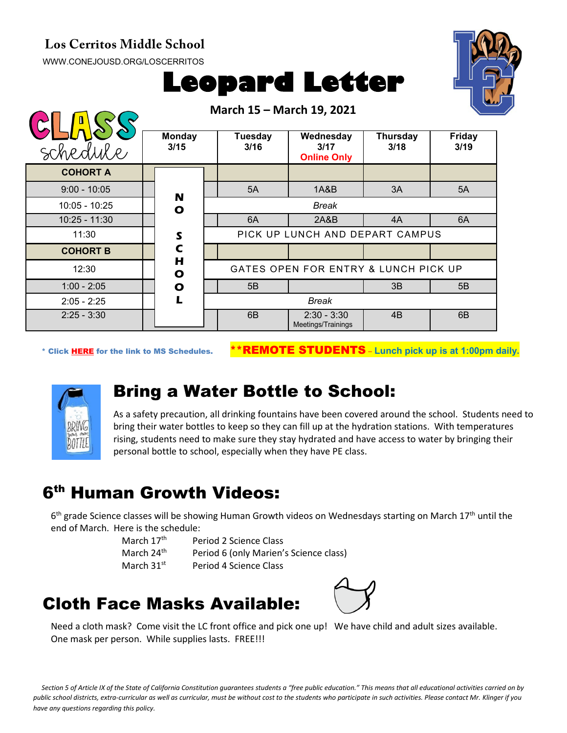**Los Cerritos Middle School**

WWW.CONEJOUSD.ORG/LOSCERRITOS

# Leopard Letter

**March 15 – March 19, 2021**

## CLASS schedule

| | Monday 3/15 | Tuesday 3/16 | Wednesday 3/17 **Online Only** | Thursday 3/18 | Friday 3/19 |
|---|---|---|---|---|---|
| **COHORT A** | NO SCHOOL | | | | |
| 9:00 - 10:05 | | 5A | 1A&B | 3A | 5A |
| 10:05 - 10:25 | | *Break* | | | |
| 10:25 - 11:30 | | 6A | 2A&B | 4A | 6A |
| 11:30 | | PICK UP LUNCH AND DEPART CAMPUS | | | |
| **COHORT B** | | | | | |
| 12:30 | | GATES OPEN FOR ENTRY & LUNCH PICK UP | | | |
| 1:00 - 2:05 | | 5B | | 3B | 5B |
| 2:05 - 2:25 | | *Break* | | | |
| 2:25 - 3:30 | | 6B | 2:30 - 3:30 Meetings/Trainings | 4B | 6B |

* Click **HERE** for the link to MS Schedules.

****REMOTE STUDENTS** – Lunch pick up is at 1:00pm daily.

## Bring a Water Bottle to School:

As a safety precaution, all drinking fountains have been covered around the school. Students need to bring their water bottles to keep so they can fill up at the hydration stations. With temperatures rising, students need to make sure they stay hydrated and have access to water by bringing their personal bottle to school, especially when they have PE class.

## 6th Human Growth Videos:

6th grade Science classes will be showing Human Growth videos on Wednesdays starting on March 17th until the end of March. Here is the schedule:

| | |
|---|---|
| March 17th | Period 2 Science Class |
| March 24th | Period 6 (only Marien's Science class) |
| March 31st | Period 4 Science Class |

## Cloth Face Masks Available:

Need a cloth mask? Come visit the LC front office and pick one up! We have child and adult sizes available. One mask per person. While supplies lasts. FREE!!!

*Section 5 of Article IX of the State of California Constitution guarantees students a "free public education." This means that all educational activities carried on by public school districts, extra-curricular as well as curricular, must be without cost to the students who participate in such activities. Please contact Mr. Klinger if you have any questions regarding this policy.*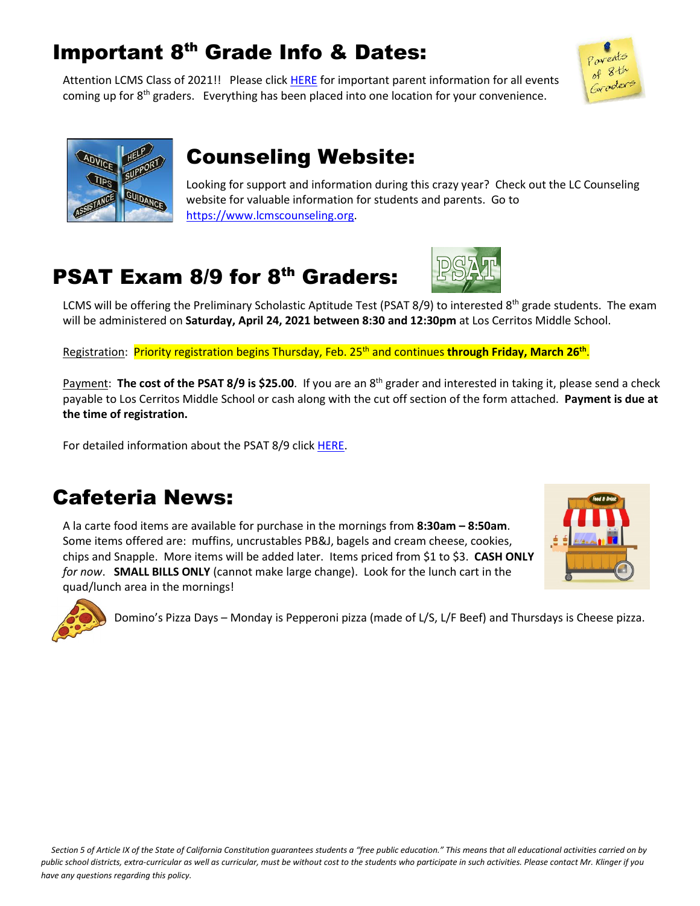# Important 8th Grade Info & Dates:

Attention LCMS Class of 2021!! Please click HERE for important parent information for all events coming up for 8th graders. Everything has been placed into one location for your convenience.

# Counseling Website:

Looking for support and information during this crazy year? Check out the LC Counseling website for valuable information for students and parents. Go to https://www.lcmscounseling.org.

# PSAT Exam 8/9 for 8th Graders:

LCMS will be offering the Preliminary Scholastic Aptitude Test (PSAT 8/9) to interested 8th grade students. The exam will be administered on **Saturday, April 24, 2021 between 8:30 and 12:30pm** at Los Cerritos Middle School.

Registration: Priority registration begins Thursday, Feb. 25th and continues **through Friday, March 26th**.

Payment: **The cost of the PSAT 8/9 is $25.00**. If you are an 8th grader and interested in taking it, please send a check payable to Los Cerritos Middle School or cash along with the cut off section of the form attached. **Payment is due at the time of registration.**

For detailed information about the PSAT 8/9 click HERE.

# Cafeteria News:

A la carte food items are available for purchase in the mornings from **8:30am – 8:50am**. Some items offered are: muffins, uncrustables PB&J, bagels and cream cheese, cookies, chips and Snapple. More items will be added later. Items priced from $1 to $3. **CASH ONLY** *for now*. **SMALL BILLS ONLY** (cannot make large change). Look for the lunch cart in the quad/lunch area in the mornings!

Domino's Pizza Days – Monday is Pepperoni pizza (made of L/S, L/F Beef) and Thursdays is Cheese pizza.

*Section 5 of Article IX of the State of California Constitution guarantees students a "free public education." This means that all educational activities carried on by public school districts, extra-curricular as well as curricular, must be without cost to the students who participate in such activities. Please contact Mr. Klinger if you have any questions regarding this policy.*